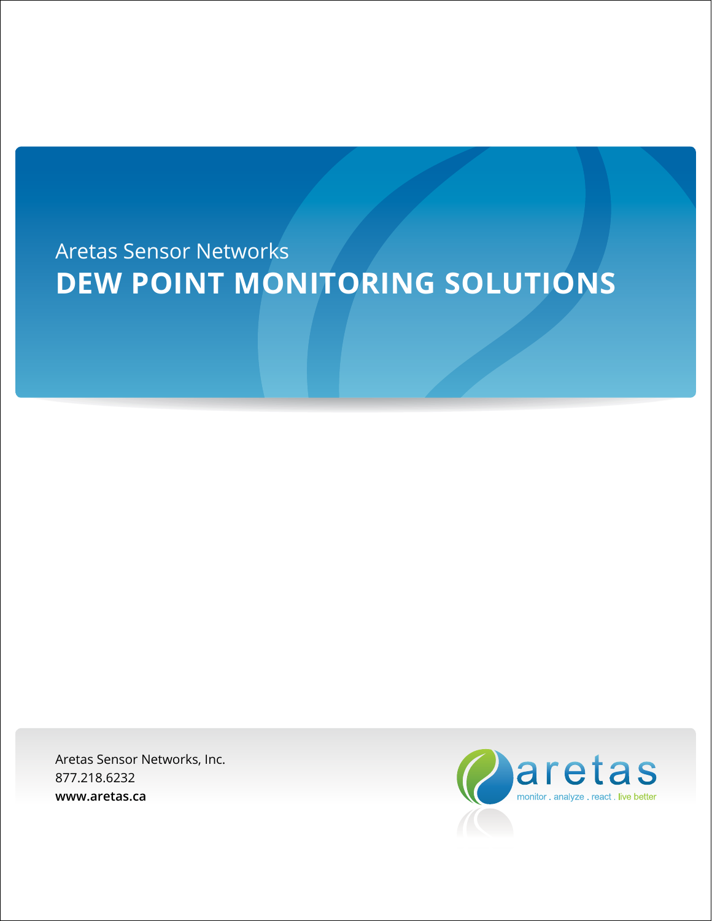Aretas Sensor Networks

# DEW POINT MONITORING SOLUTIONS

Aretas Sensor Networks, Inc.
877.218.6232
**www.aretas.ca**

aretas
monitor . analyze . react . live better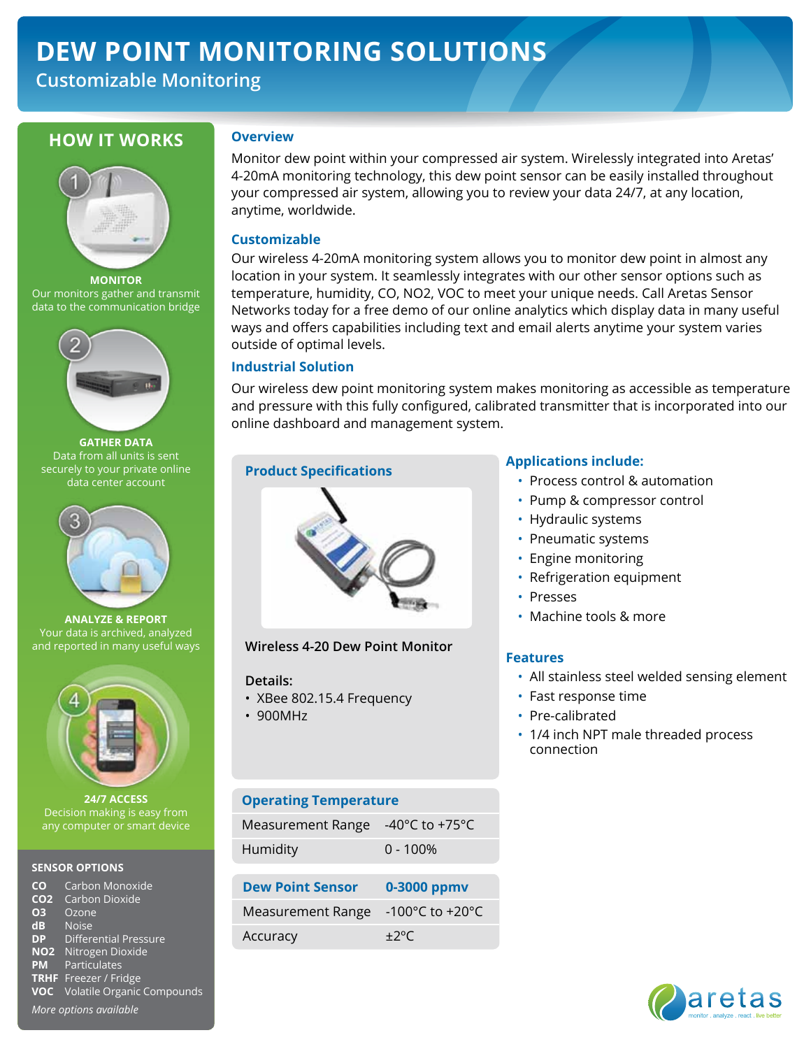# DEW POINT MONITORING SOLUTIONS

## Customizable Monitoring

## HOW IT WORKS

**MONITOR**
Our monitors gather and transmit data to the communication bridge

**GATHER DATA**
Data from all units is sent securely to your private online data center account

**ANALYZE & REPORT**
Your data is archived, analyzed and reported in many useful ways

**24/7 ACCESS**
Decision making is easy from any computer or smart device

### SENSOR OPTIONS

**CO** Carbon Monoxide
**CO2** Carbon Dioxide
**O3** Ozone
**dB** Noise
**DP** Differential Pressure
**NO2** Nitrogen Dioxide
**PM** Particulates
**TRHF** Freezer / Fridge
**VOC** Volatile Organic Compounds

*More options available*

### Overview

Monitor dew point within your compressed air system. Wirelessly integrated into Aretas' 4-20mA monitoring technology, this dew point sensor can be easily installed throughout your compressed air system, allowing you to review your data 24/7, at any location, anytime, worldwide.

### Customizable

Our wireless 4-20mA monitoring system allows you to monitor dew point in almost any location in your system. It seamlessly integrates with our other sensor options such as temperature, humidity, CO, NO2, VOC to meet your unique needs. Call Aretas Sensor Networks today for a free demo of our online analytics which display data in many useful ways and offers capabilities including text and email alerts anytime your system varies outside of optimal levels.

### Industrial Solution

Our wireless dew point monitoring system makes monitoring as accessible as temperature and pressure with this fully configured, calibrated transmitter that is incorporated into our online dashboard and management system.

### Product Specifications

Wireless 4-20 Dew Point Monitor

**Details:**

- XBee 802.15.4 Frequency
- 900MHz

| Operating Temperature | |
|---|---|
| Measurement Range | -40°C to +75°C |
| Humidity | 0 - 100% |

| Dew Point Sensor | 0-3000 ppmv |
|---|---|
| Measurement Range | -100°C to +20°C |
| Accuracy | ±2°C |

### Applications include:

- Process control & automation
- Pump & compressor control
- Hydraulic systems
- Pneumatic systems
- Engine monitoring
- Refrigeration equipment
- Presses
- Machine tools & more

### Features

- All stainless steel welded sensing element
- Fast response time
- Pre-calibrated
- 1/4 inch NPT male threaded process connection

aretas
monitor . analyze . react . live better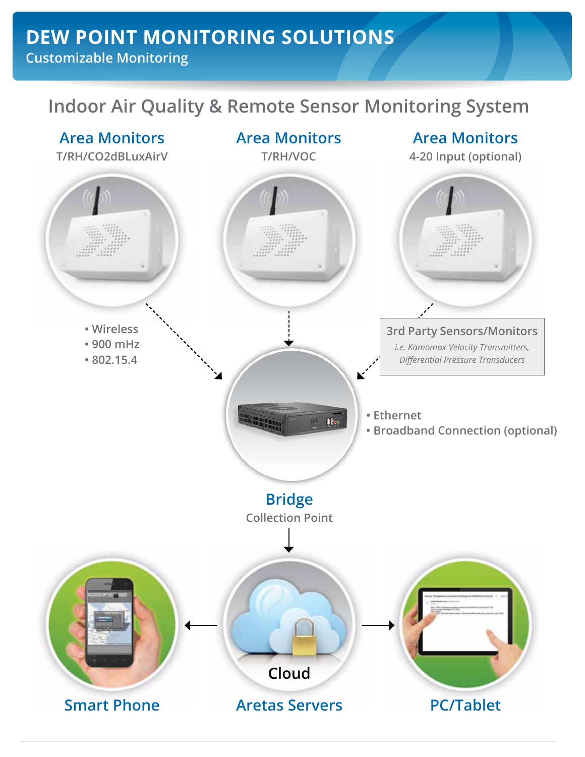# DEW POINT MONITORING SOLUTIONS

Customizable Monitoring

## Indoor Air Quality & Remote Sensor Monitoring System

**Area Monitors**
T/RH/CO2dBLuxAirV

**Area Monitors**
T/RH/VOC

**Area Monitors**
4-20 Input (optional)

- Wireless
- 900 mHz
- 802.15.4

**3rd Party Sensors/Monitors**
*i.e. Kamomax Velocity Transmitters, Differential Pressure Transducers*

- Ethernet
- Broadband Connection (optional)

**Bridge**
Collection Point

Cloud

**Smart Phone**

**Aretas Servers**

**PC/Tablet**